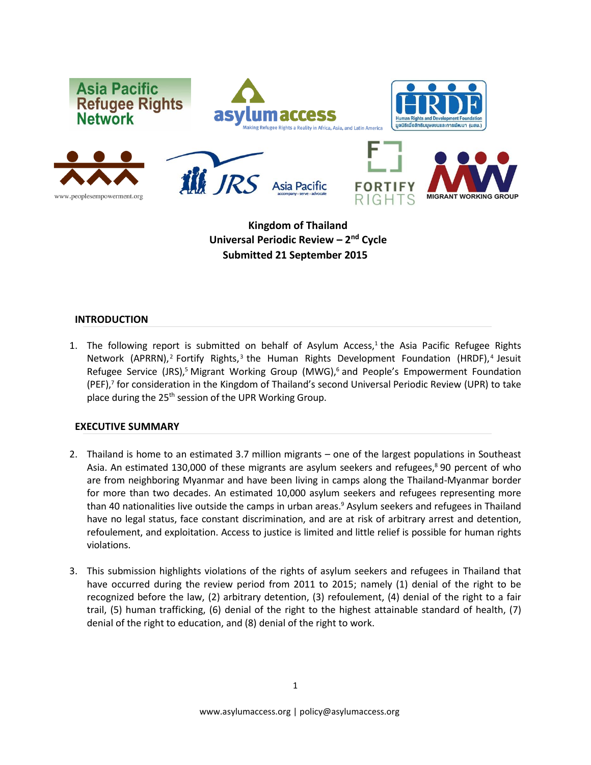**Kingdom of Thailand**
**Universal Periodic Review – 2nd Cycle**
**Submitted 21 September 2015**

## INTRODUCTION

1. The following report is submitted on behalf of Asylum Access,[1] the Asia Pacific Refugee Rights Network (APRRN),[2] Fortify Rights,[3] the Human Rights Development Foundation (HRDF),[4] Jesuit Refugee Service (JRS),[5] Migrant Working Group (MWG),[6] and People's Empowerment Foundation (PEF),[7] for consideration in the Kingdom of Thailand's second Universal Periodic Review (UPR) to take place during the 25th session of the UPR Working Group.

## EXECUTIVE SUMMARY

2. Thailand is home to an estimated 3.7 million migrants – one of the largest populations in Southeast Asia. An estimated 130,000 of these migrants are asylum seekers and refugees,[8] 90 percent of who are from neighboring Myanmar and have been living in camps along the Thailand-Myanmar border for more than two decades. An estimated 10,000 asylum seekers and refugees representing more than 40 nationalities live outside the camps in urban areas.[9] Asylum seekers and refugees in Thailand have no legal status, face constant discrimination, and are at risk of arbitrary arrest and detention, refoulement, and exploitation. Access to justice is limited and little relief is possible for human rights violations.

3. This submission highlights violations of the rights of asylum seekers and refugees in Thailand that have occurred during the review period from 2011 to 2015; namely (1) denial of the right to be recognized before the law, (2) arbitrary detention, (3) refoulement, (4) denial of the right to a fair trail, (5) human trafficking, (6) denial of the right to the highest attainable standard of health, (7) denial of the right to education, and (8) denial of the right to work.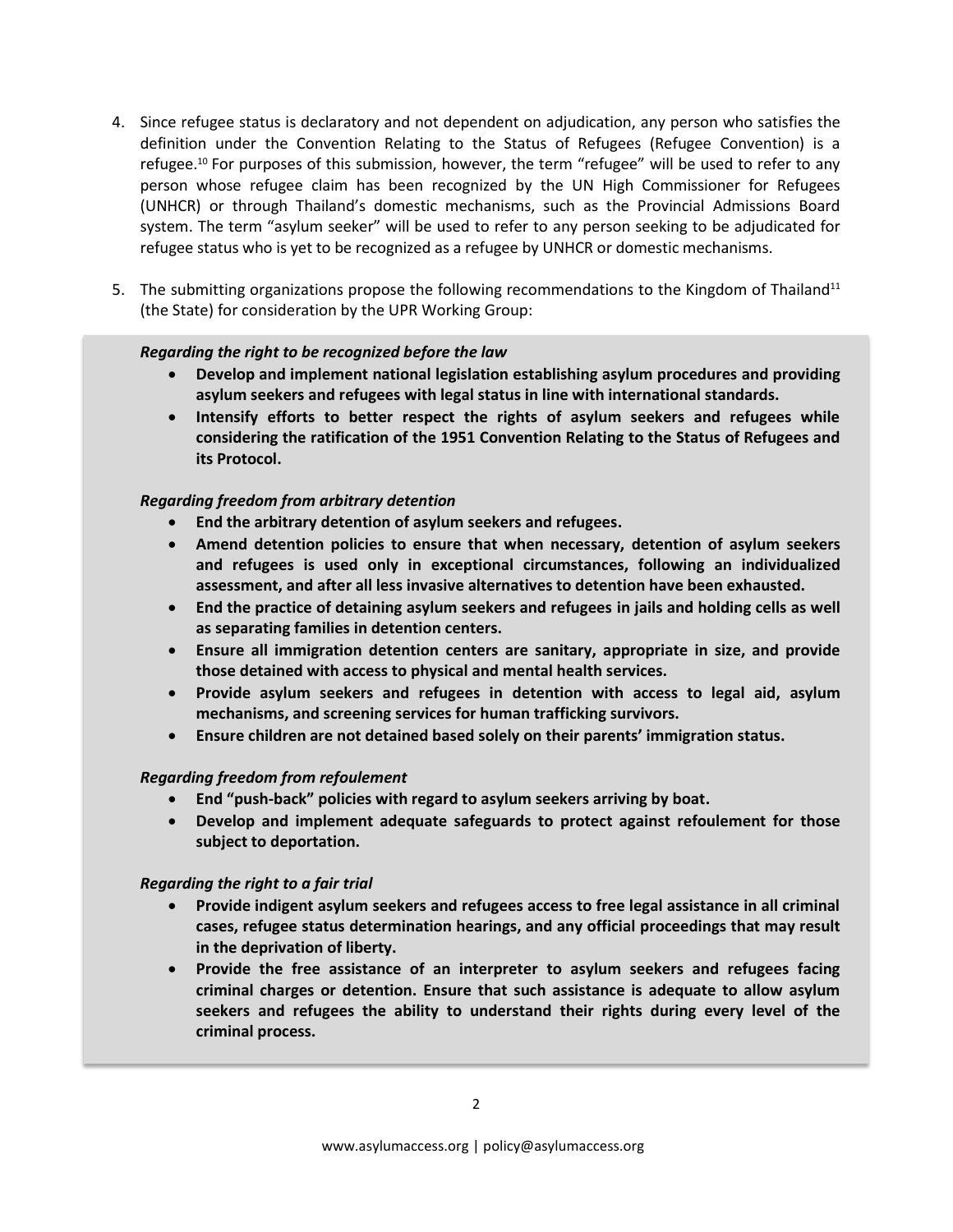4. Since refugee status is declaratory and not dependent on adjudication, any person who satisfies the definition under the Convention Relating to the Status of Refugees (Refugee Convention) is a refugee.[10] For purposes of this submission, however, the term "refugee" will be used to refer to any person whose refugee claim has been recognized by the UN High Commissioner for Refugees (UNHCR) or through Thailand's domestic mechanisms, such as the Provincial Admissions Board system. The term "asylum seeker" will be used to refer to any person seeking to be adjudicated for refugee status who is yet to be recognized as a refugee by UNHCR or domestic mechanisms.

5. The submitting organizations propose the following recommendations to the Kingdom of Thailand[11] (the State) for consideration by the UPR Working Group:

*Regarding the right to be recognized before the law*

- **Develop and implement national legislation establishing asylum procedures and providing asylum seekers and refugees with legal status in line with international standards.**
- **Intensify efforts to better respect the rights of asylum seekers and refugees while considering the ratification of the 1951 Convention Relating to the Status of Refugees and its Protocol.**

*Regarding freedom from arbitrary detention*

- **End the arbitrary detention of asylum seekers and refugees.**
- **Amend detention policies to ensure that when necessary, detention of asylum seekers and refugees is used only in exceptional circumstances, following an individualized assessment, and after all less invasive alternatives to detention have been exhausted.**
- **End the practice of detaining asylum seekers and refugees in jails and holding cells as well as separating families in detention centers.**
- **Ensure all immigration detention centers are sanitary, appropriate in size, and provide those detained with access to physical and mental health services.**
- **Provide asylum seekers and refugees in detention with access to legal aid, asylum mechanisms, and screening services for human trafficking survivors.**
- **Ensure children are not detained based solely on their parents' immigration status.**

*Regarding freedom from refoulement*

- **End "push-back" policies with regard to asylum seekers arriving by boat.**
- **Develop and implement adequate safeguards to protect against refoulement for those subject to deportation.**

*Regarding the right to a fair trial*

- **Provide indigent asylum seekers and refugees access to free legal assistance in all criminal cases, refugee status determination hearings, and any official proceedings that may result in the deprivation of liberty.**
- **Provide the free assistance of an interpreter to asylum seekers and refugees facing criminal charges or detention. Ensure that such assistance is adequate to allow asylum seekers and refugees the ability to understand their rights during every level of the criminal process.**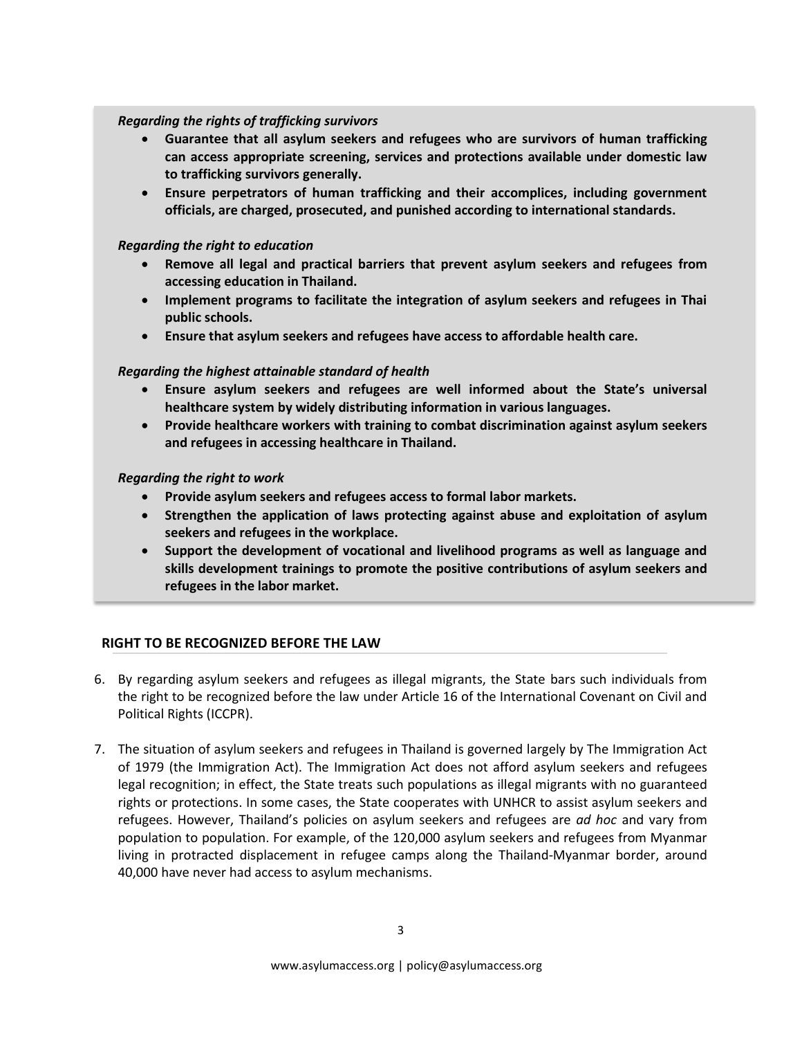*Regarding the rights of trafficking survivors*

- **Guarantee that all asylum seekers and refugees who are survivors of human trafficking can access appropriate screening, services and protections available under domestic law to trafficking survivors generally.**
- **Ensure perpetrators of human trafficking and their accomplices, including government officials, are charged, prosecuted, and punished according to international standards.**

*Regarding the right to education*

- **Remove all legal and practical barriers that prevent asylum seekers and refugees from accessing education in Thailand.**
- **Implement programs to facilitate the integration of asylum seekers and refugees in Thai public schools.**
- **Ensure that asylum seekers and refugees have access to affordable health care.**

*Regarding the highest attainable standard of health*

- **Ensure asylum seekers and refugees are well informed about the State's universal healthcare system by widely distributing information in various languages.**
- **Provide healthcare workers with training to combat discrimination against asylum seekers and refugees in accessing healthcare in Thailand.**

*Regarding the right to work*

- **Provide asylum seekers and refugees access to formal labor markets.**
- **Strengthen the application of laws protecting against abuse and exploitation of asylum seekers and refugees in the workplace.**
- **Support the development of vocational and livelihood programs as well as language and skills development trainings to promote the positive contributions of asylum seekers and refugees in the labor market.**

## RIGHT TO BE RECOGNIZED BEFORE THE LAW

6. By regarding asylum seekers and refugees as illegal migrants, the State bars such individuals from the right to be recognized before the law under Article 16 of the International Covenant on Civil and Political Rights (ICCPR).

7. The situation of asylum seekers and refugees in Thailand is governed largely by The Immigration Act of 1979 (the Immigration Act). The Immigration Act does not afford asylum seekers and refugees legal recognition; in effect, the State treats such populations as illegal migrants with no guaranteed rights or protections. In some cases, the State cooperates with UNHCR to assist asylum seekers and refugees. However, Thailand's policies on asylum seekers and refugees are *ad hoc* and vary from population to population. For example, of the 120,000 asylum seekers and refugees from Myanmar living in protracted displacement in refugee camps along the Thailand-Myanmar border, around 40,000 have never had access to asylum mechanisms.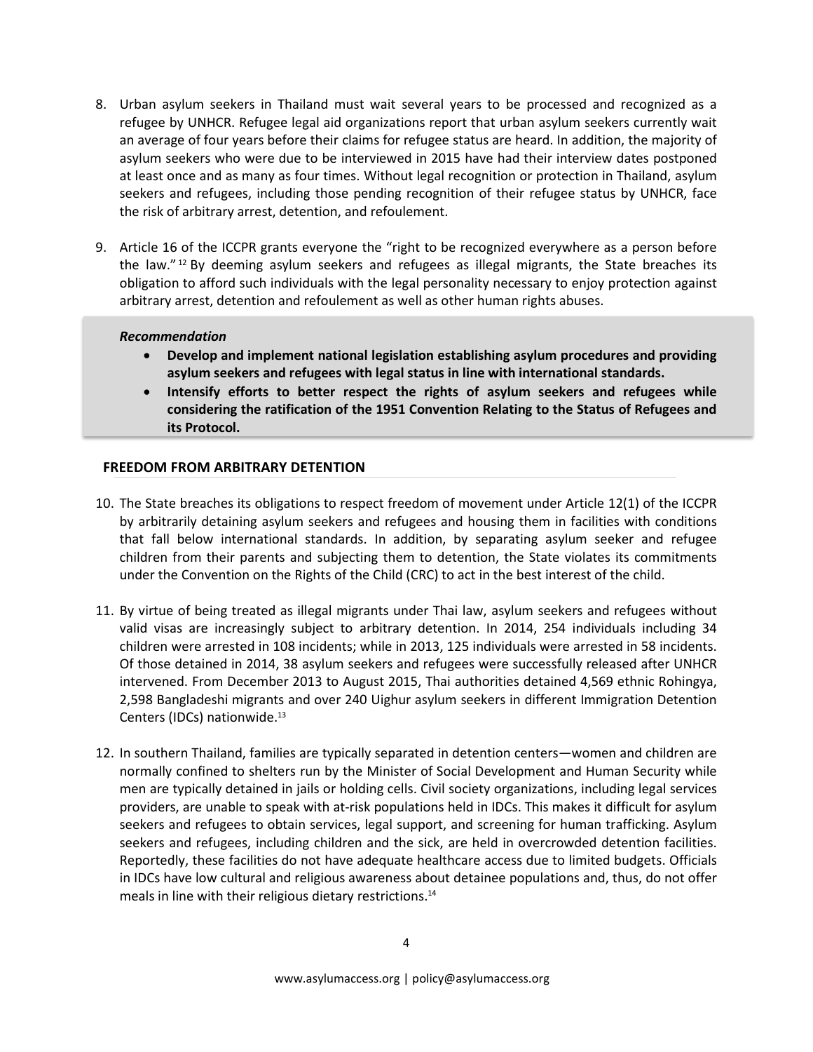8. Urban asylum seekers in Thailand must wait several years to be processed and recognized as a refugee by UNHCR. Refugee legal aid organizations report that urban asylum seekers currently wait an average of four years before their claims for refugee status are heard. In addition, the majority of asylum seekers who were due to be interviewed in 2015 have had their interview dates postponed at least once and as many as four times. Without legal recognition or protection in Thailand, asylum seekers and refugees, including those pending recognition of their refugee status by UNHCR, face the risk of arbitrary arrest, detention, and refoulement.

9. Article 16 of the ICCPR grants everyone the "right to be recognized everywhere as a person before the law."[12] By deeming asylum seekers and refugees as illegal migrants, the State breaches its obligation to afford such individuals with the legal personality necessary to enjoy protection against arbitrary arrest, detention and refoulement as well as other human rights abuses.

***Recommendation***

- **Develop and implement national legislation establishing asylum procedures and providing asylum seekers and refugees with legal status in line with international standards.**
- **Intensify efforts to better respect the rights of asylum seekers and refugees while considering the ratification of the 1951 Convention Relating to the Status of Refugees and its Protocol.**

## FREEDOM FROM ARBITRARY DETENTION

10. The State breaches its obligations to respect freedom of movement under Article 12(1) of the ICCPR by arbitrarily detaining asylum seekers and refugees and housing them in facilities with conditions that fall below international standards. In addition, by separating asylum seeker and refugee children from their parents and subjecting them to detention, the State violates its commitments under the Convention on the Rights of the Child (CRC) to act in the best interest of the child.

11. By virtue of being treated as illegal migrants under Thai law, asylum seekers and refugees without valid visas are increasingly subject to arbitrary detention. In 2014, 254 individuals including 34 children were arrested in 108 incidents; while in 2013, 125 individuals were arrested in 58 incidents. Of those detained in 2014, 38 asylum seekers and refugees were successfully released after UNHCR intervened. From December 2013 to August 2015, Thai authorities detained 4,569 ethnic Rohingya, 2,598 Bangladeshi migrants and over 240 Uighur asylum seekers in different Immigration Detention Centers (IDCs) nationwide.[13]

12. In southern Thailand, families are typically separated in detention centers—women and children are normally confined to shelters run by the Minister of Social Development and Human Security while men are typically detained in jails or holding cells. Civil society organizations, including legal services providers, are unable to speak with at-risk populations held in IDCs. This makes it difficult for asylum seekers and refugees to obtain services, legal support, and screening for human trafficking. Asylum seekers and refugees, including children and the sick, are held in overcrowded detention facilities. Reportedly, these facilities do not have adequate healthcare access due to limited budgets. Officials in IDCs have low cultural and religious awareness about detainee populations and, thus, do not offer meals in line with their religious dietary restrictions.[14]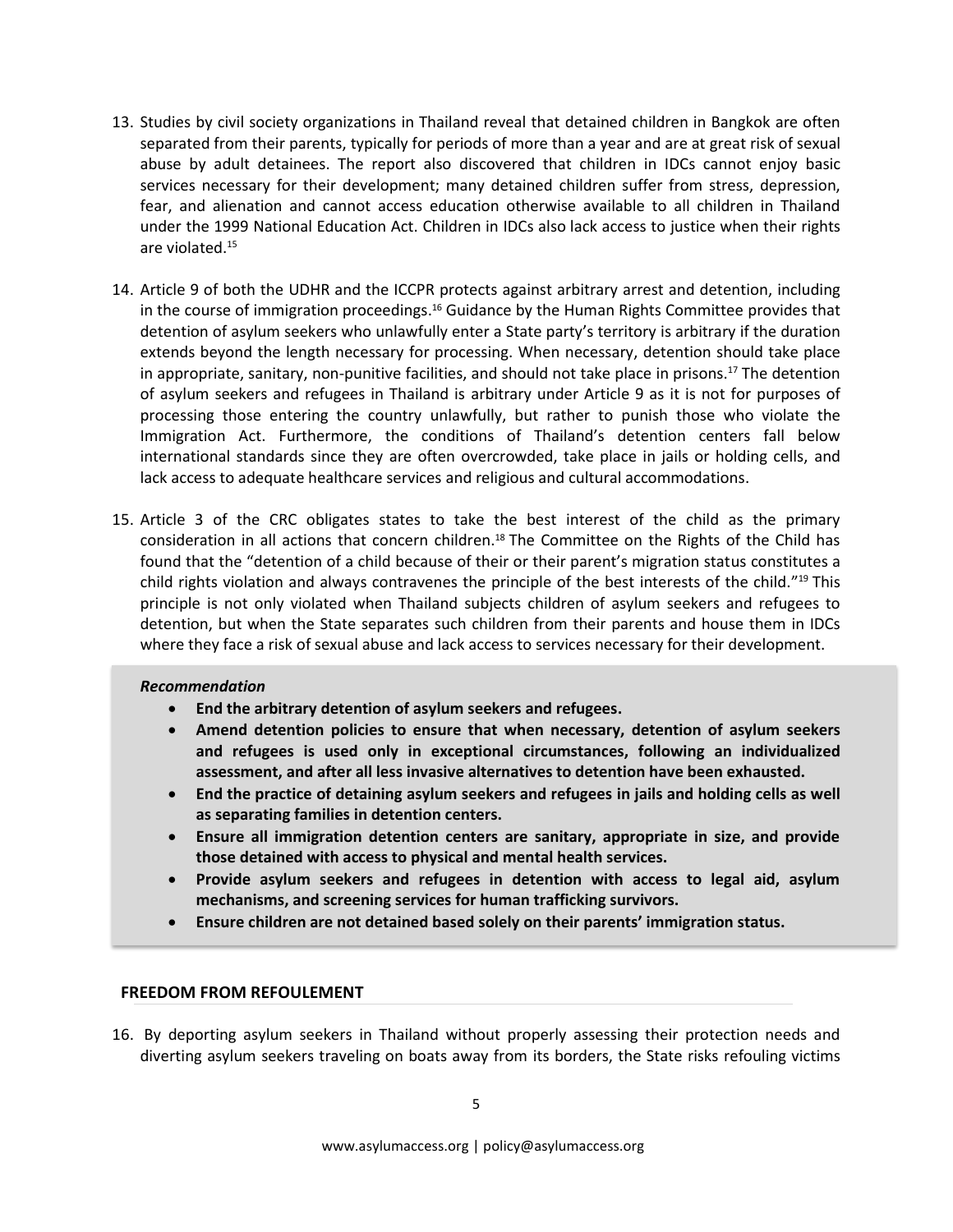13. Studies by civil society organizations in Thailand reveal that detained children in Bangkok are often separated from their parents, typically for periods of more than a year and are at great risk of sexual abuse by adult detainees. The report also discovered that children in IDCs cannot enjoy basic services necessary for their development; many detained children suffer from stress, depression, fear, and alienation and cannot access education otherwise available to all children in Thailand under the 1999 National Education Act. Children in IDCs also lack access to justice when their rights are violated.[15]

14. Article 9 of both the UDHR and the ICCPR protects against arbitrary arrest and detention, including in the course of immigration proceedings.[16] Guidance by the Human Rights Committee provides that detention of asylum seekers who unlawfully enter a State party's territory is arbitrary if the duration extends beyond the length necessary for processing. When necessary, detention should take place in appropriate, sanitary, non-punitive facilities, and should not take place in prisons.[17] The detention of asylum seekers and refugees in Thailand is arbitrary under Article 9 as it is not for purposes of processing those entering the country unlawfully, but rather to punish those who violate the Immigration Act. Furthermore, the conditions of Thailand's detention centers fall below international standards since they are often overcrowded, take place in jails or holding cells, and lack access to adequate healthcare services and religious and cultural accommodations.

15. Article 3 of the CRC obligates states to take the best interest of the child as the primary consideration in all actions that concern children.[18] The Committee on the Rights of the Child has found that the "detention of a child because of their or their parent's migration status constitutes a child rights violation and always contravenes the principle of the best interests of the child."[19] This principle is not only violated when Thailand subjects children of asylum seekers and refugees to detention, but when the State separates such children from their parents and house them in IDCs where they face a risk of sexual abuse and lack access to services necessary for their development.

***Recommendation***

- **End the arbitrary detention of asylum seekers and refugees.**
- **Amend detention policies to ensure that when necessary, detention of asylum seekers and refugees is used only in exceptional circumstances, following an individualized assessment, and after all less invasive alternatives to detention have been exhausted.**
- **End the practice of detaining asylum seekers and refugees in jails and holding cells as well as separating families in detention centers.**
- **Ensure all immigration detention centers are sanitary, appropriate in size, and provide those detained with access to physical and mental health services.**
- **Provide asylum seekers and refugees in detention with access to legal aid, asylum mechanisms, and screening services for human trafficking survivors.**
- **Ensure children are not detained based solely on their parents' immigration status.**

## FREEDOM FROM REFOULEMENT

16. By deporting asylum seekers in Thailand without properly assessing their protection needs and diverting asylum seekers traveling on boats away from its borders, the State risks refouling victims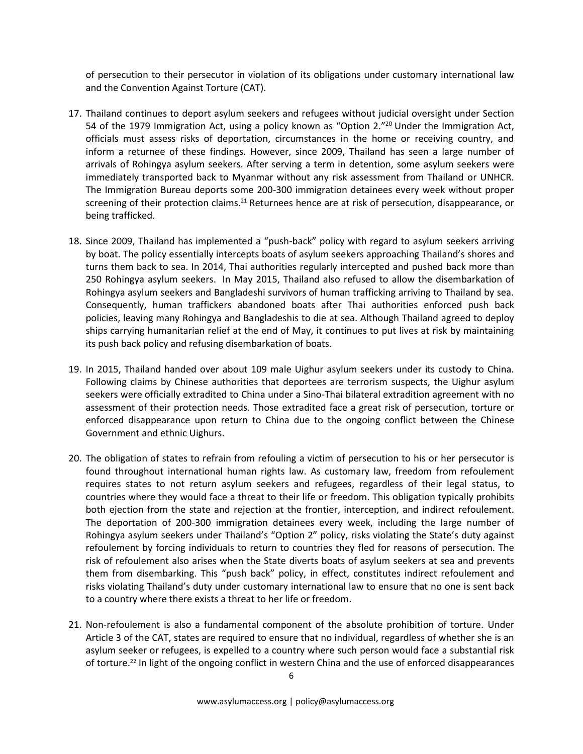of persecution to their persecutor in violation of its obligations under customary international law and the Convention Against Torture (CAT).

17. Thailand continues to deport asylum seekers and refugees without judicial oversight under Section 54 of the 1979 Immigration Act, using a policy known as "Option 2."[20] Under the Immigration Act, officials must assess risks of deportation, circumstances in the home or receiving country, and inform a returnee of these findings. However, since 2009, Thailand has seen a large number of arrivals of Rohingya asylum seekers. After serving a term in detention, some asylum seekers were immediately transported back to Myanmar without any risk assessment from Thailand or UNHCR. The Immigration Bureau deports some 200-300 immigration detainees every week without proper screening of their protection claims.[21] Returnees hence are at risk of persecution, disappearance, or being trafficked.

18. Since 2009, Thailand has implemented a "push-back" policy with regard to asylum seekers arriving by boat. The policy essentially intercepts boats of asylum seekers approaching Thailand's shores and turns them back to sea. In 2014, Thai authorities regularly intercepted and pushed back more than 250 Rohingya asylum seekers. In May 2015, Thailand also refused to allow the disembarkation of Rohingya asylum seekers and Bangladeshi survivors of human trafficking arriving to Thailand by sea. Consequently, human traffickers abandoned boats after Thai authorities enforced push back policies, leaving many Rohingya and Bangladeshis to die at sea. Although Thailand agreed to deploy ships carrying humanitarian relief at the end of May, it continues to put lives at risk by maintaining its push back policy and refusing disembarkation of boats.

19. In 2015, Thailand handed over about 109 male Uighur asylum seekers under its custody to China. Following claims by Chinese authorities that deportees are terrorism suspects, the Uighur asylum seekers were officially extradited to China under a Sino-Thai bilateral extradition agreement with no assessment of their protection needs. Those extradited face a great risk of persecution, torture or enforced disappearance upon return to China due to the ongoing conflict between the Chinese Government and ethnic Uighurs.

20. The obligation of states to refrain from refouling a victim of persecution to his or her persecutor is found throughout international human rights law. As customary law, freedom from refoulement requires states to not return asylum seekers and refugees, regardless of their legal status, to countries where they would face a threat to their life or freedom. This obligation typically prohibits both ejection from the state and rejection at the frontier, interception, and indirect refoulement. The deportation of 200-300 immigration detainees every week, including the large number of Rohingya asylum seekers under Thailand's "Option 2" policy, risks violating the State's duty against refoulement by forcing individuals to return to countries they fled for reasons of persecution. The risk of refoulement also arises when the State diverts boats of asylum seekers at sea and prevents them from disembarking. This "push back" policy, in effect, constitutes indirect refoulement and risks violating Thailand's duty under customary international law to ensure that no one is sent back to a country where there exists a threat to her life or freedom.

21. Non-refoulement is also a fundamental component of the absolute prohibition of torture. Under Article 3 of the CAT, states are required to ensure that no individual, regardless of whether she is an asylum seeker or refugees, is expelled to a country where such person would face a substantial risk of torture.[22] In light of the ongoing conflict in western China and the use of enforced disappearances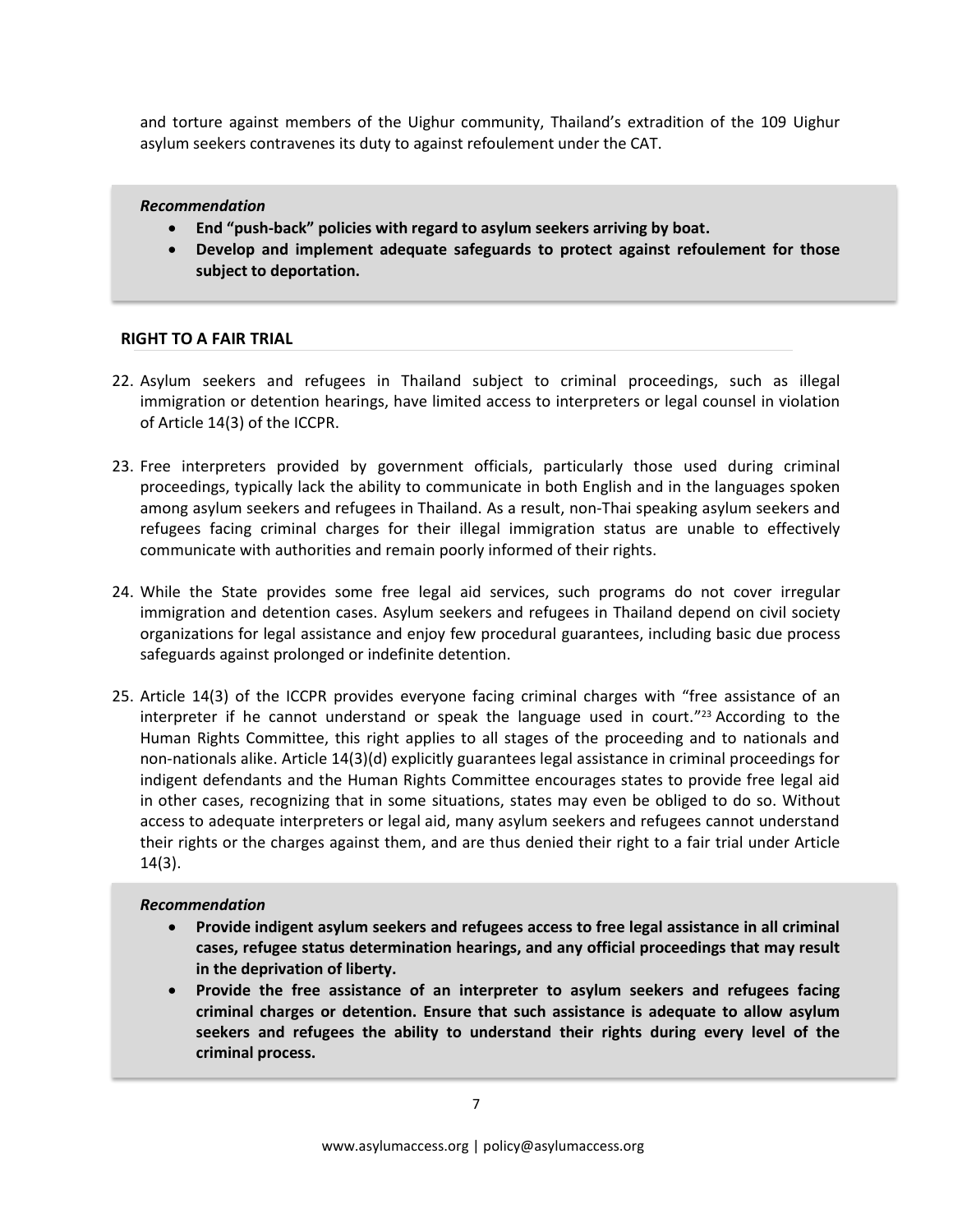and torture against members of the Uighur community, Thailand's extradition of the 109 Uighur asylum seekers contravenes its duty to against refoulement under the CAT.

***Recommendation***

- **End "push-back" policies with regard to asylum seekers arriving by boat.**
- **Develop and implement adequate safeguards to protect against refoulement for those subject to deportation.**

## RIGHT TO A FAIR TRIAL

22. Asylum seekers and refugees in Thailand subject to criminal proceedings, such as illegal immigration or detention hearings, have limited access to interpreters or legal counsel in violation of Article 14(3) of the ICCPR.

23. Free interpreters provided by government officials, particularly those used during criminal proceedings, typically lack the ability to communicate in both English and in the languages spoken among asylum seekers and refugees in Thailand. As a result, non-Thai speaking asylum seekers and refugees facing criminal charges for their illegal immigration status are unable to effectively communicate with authorities and remain poorly informed of their rights.

24. While the State provides some free legal aid services, such programs do not cover irregular immigration and detention cases. Asylum seekers and refugees in Thailand depend on civil society organizations for legal assistance and enjoy few procedural guarantees, including basic due process safeguards against prolonged or indefinite detention.

25. Article 14(3) of the ICCPR provides everyone facing criminal charges with "free assistance of an interpreter if he cannot understand or speak the language used in court."[23] According to the Human Rights Committee, this right applies to all stages of the proceeding and to nationals and non-nationals alike. Article 14(3)(d) explicitly guarantees legal assistance in criminal proceedings for indigent defendants and the Human Rights Committee encourages states to provide free legal aid in other cases, recognizing that in some situations, states may even be obliged to do so. Without access to adequate interpreters or legal aid, many asylum seekers and refugees cannot understand their rights or the charges against them, and are thus denied their right to a fair trial under Article 14(3).

***Recommendation***

- **Provide indigent asylum seekers and refugees access to free legal assistance in all criminal cases, refugee status determination hearings, and any official proceedings that may result in the deprivation of liberty.**
- **Provide the free assistance of an interpreter to asylum seekers and refugees facing criminal charges or detention. Ensure that such assistance is adequate to allow asylum seekers and refugees the ability to understand their rights during every level of the criminal process.**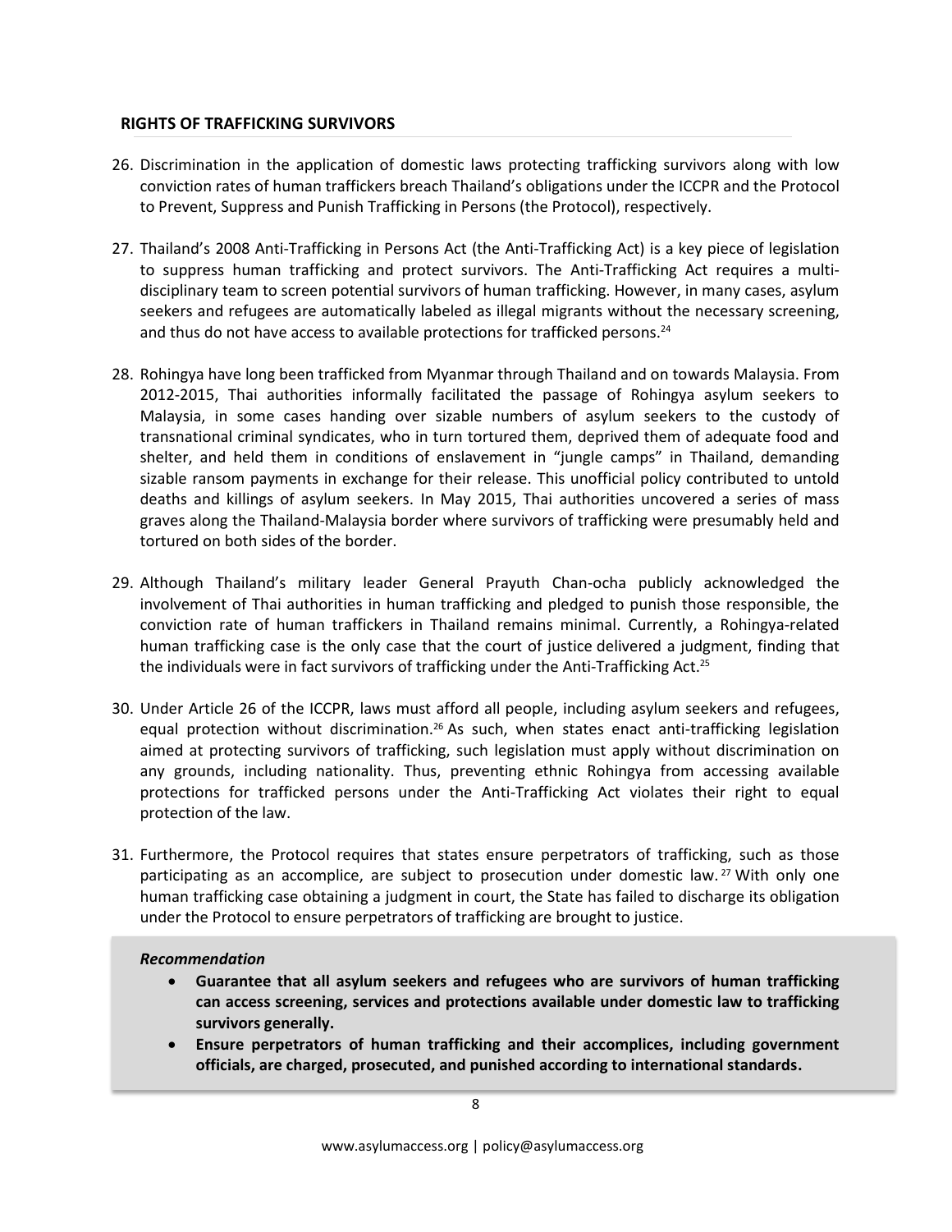## RIGHTS OF TRAFFICKING SURVIVORS

26. Discrimination in the application of domestic laws protecting trafficking survivors along with low conviction rates of human traffickers breach Thailand's obligations under the ICCPR and the Protocol to Prevent, Suppress and Punish Trafficking in Persons (the Protocol), respectively.

27. Thailand's 2008 Anti-Trafficking in Persons Act (the Anti-Trafficking Act) is a key piece of legislation to suppress human trafficking and protect survivors. The Anti-Trafficking Act requires a multi-disciplinary team to screen potential survivors of human trafficking. However, in many cases, asylum seekers and refugees are automatically labeled as illegal migrants without the necessary screening, and thus do not have access to available protections for trafficked persons.[24]

28. Rohingya have long been trafficked from Myanmar through Thailand and on towards Malaysia. From 2012-2015, Thai authorities informally facilitated the passage of Rohingya asylum seekers to Malaysia, in some cases handing over sizable numbers of asylum seekers to the custody of transnational criminal syndicates, who in turn tortured them, deprived them of adequate food and shelter, and held them in conditions of enslavement in "jungle camps" in Thailand, demanding sizable ransom payments in exchange for their release. This unofficial policy contributed to untold deaths and killings of asylum seekers. In May 2015, Thai authorities uncovered a series of mass graves along the Thailand-Malaysia border where survivors of trafficking were presumably held and tortured on both sides of the border.

29. Although Thailand's military leader General Prayuth Chan-ocha publicly acknowledged the involvement of Thai authorities in human trafficking and pledged to punish those responsible, the conviction rate of human traffickers in Thailand remains minimal. Currently, a Rohingya-related human trafficking case is the only case that the court of justice delivered a judgment, finding that the individuals were in fact survivors of trafficking under the Anti-Trafficking Act.[25]

30. Under Article 26 of the ICCPR, laws must afford all people, including asylum seekers and refugees, equal protection without discrimination.[26] As such, when states enact anti-trafficking legislation aimed at protecting survivors of trafficking, such legislation must apply without discrimination on any grounds, including nationality. Thus, preventing ethnic Rohingya from accessing available protections for trafficked persons under the Anti-Trafficking Act violates their right to equal protection of the law.

31. Furthermore, the Protocol requires that states ensure perpetrators of trafficking, such as those participating as an accomplice, are subject to prosecution under domestic law.[27] With only one human trafficking case obtaining a judgment in court, the State has failed to discharge its obligation under the Protocol to ensure perpetrators of trafficking are brought to justice.

***Recommendation***

- **Guarantee that all asylum seekers and refugees who are survivors of human trafficking can access screening, services and protections available under domestic law to trafficking survivors generally.**
- **Ensure perpetrators of human trafficking and their accomplices, including government officials, are charged, prosecuted, and punished according to international standards.**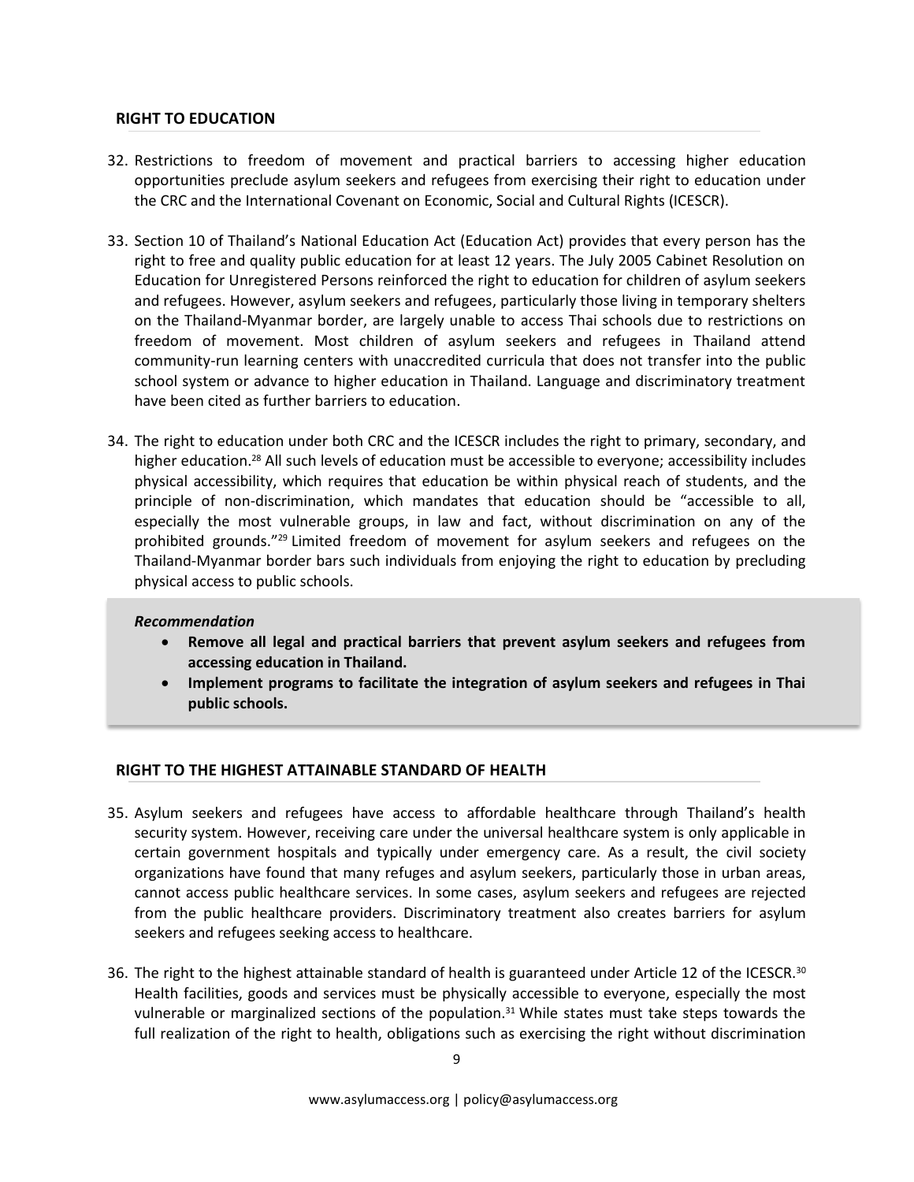## RIGHT TO EDUCATION

32. Restrictions to freedom of movement and practical barriers to accessing higher education opportunities preclude asylum seekers and refugees from exercising their right to education under the CRC and the International Covenant on Economic, Social and Cultural Rights (ICESCR).

33. Section 10 of Thailand's National Education Act (Education Act) provides that every person has the right to free and quality public education for at least 12 years. The July 2005 Cabinet Resolution on Education for Unregistered Persons reinforced the right to education for children of asylum seekers and refugees. However, asylum seekers and refugees, particularly those living in temporary shelters on the Thailand-Myanmar border, are largely unable to access Thai schools due to restrictions on freedom of movement. Most children of asylum seekers and refugees in Thailand attend community-run learning centers with unaccredited curricula that does not transfer into the public school system or advance to higher education in Thailand. Language and discriminatory treatment have been cited as further barriers to education.

34. The right to education under both CRC and the ICESCR includes the right to primary, secondary, and higher education.[28] All such levels of education must be accessible to everyone; accessibility includes physical accessibility, which requires that education be within physical reach of students, and the principle of non-discrimination, which mandates that education should be "accessible to all, especially the most vulnerable groups, in law and fact, without discrimination on any of the prohibited grounds."[29] Limited freedom of movement for asylum seekers and refugees on the Thailand-Myanmar border bars such individuals from enjoying the right to education by precluding physical access to public schools.

> ***Recommendation***
>
> - **Remove all legal and practical barriers that prevent asylum seekers and refugees from accessing education in Thailand.**
> - **Implement programs to facilitate the integration of asylum seekers and refugees in Thai public schools.**

## RIGHT TO THE HIGHEST ATTAINABLE STANDARD OF HEALTH

35. Asylum seekers and refugees have access to affordable healthcare through Thailand's health security system. However, receiving care under the universal healthcare system is only applicable in certain government hospitals and typically under emergency care. As a result, the civil society organizations have found that many refuges and asylum seekers, particularly those in urban areas, cannot access public healthcare services. In some cases, asylum seekers and refugees are rejected from the public healthcare providers. Discriminatory treatment also creates barriers for asylum seekers and refugees seeking access to healthcare.

36. The right to the highest attainable standard of health is guaranteed under Article 12 of the ICESCR.[30] Health facilities, goods and services must be physically accessible to everyone, especially the most vulnerable or marginalized sections of the population.[31] While states must take steps towards the full realization of the right to health, obligations such as exercising the right without discrimination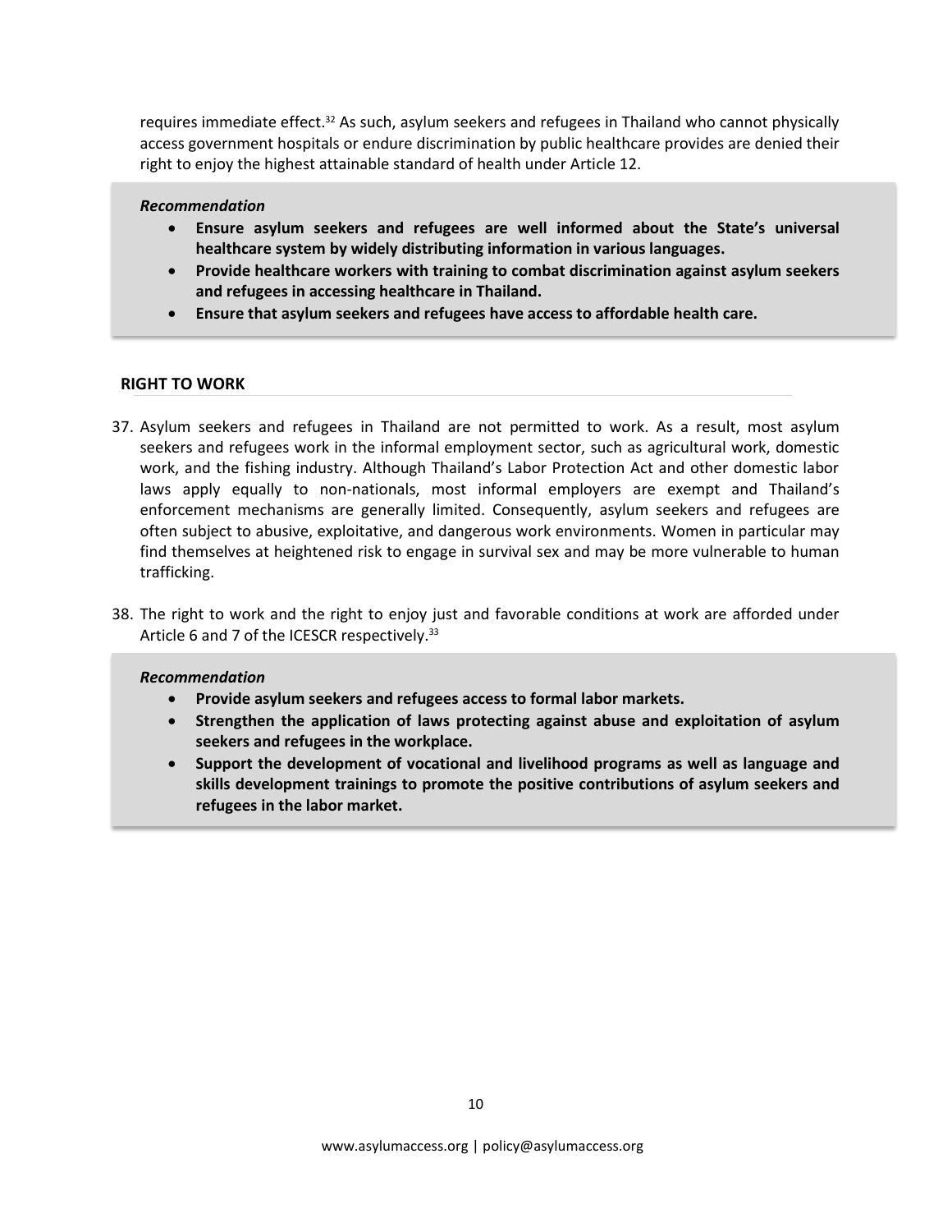requires immediate effect.[32] As such, asylum seekers and refugees in Thailand who cannot physically access government hospitals or endure discrimination by public healthcare provides are denied their right to enjoy the highest attainable standard of health under Article 12.

*Recommendation*

- **Ensure asylum seekers and refugees are well informed about the State's universal healthcare system by widely distributing information in various languages.**
- **Provide healthcare workers with training to combat discrimination against asylum seekers and refugees in accessing healthcare in Thailand.**
- **Ensure that asylum seekers and refugees have access to affordable health care.**

## RIGHT TO WORK

37. Asylum seekers and refugees in Thailand are not permitted to work. As a result, most asylum seekers and refugees work in the informal employment sector, such as agricultural work, domestic work, and the fishing industry. Although Thailand's Labor Protection Act and other domestic labor laws apply equally to non-nationals, most informal employers are exempt and Thailand's enforcement mechanisms are generally limited. Consequently, asylum seekers and refugees are often subject to abusive, exploitative, and dangerous work environments. Women in particular may find themselves at heightened risk to engage in survival sex and may be more vulnerable to human trafficking.

38. The right to work and the right to enjoy just and favorable conditions at work are afforded under Article 6 and 7 of the ICESCR respectively.[33]

*Recommendation*

- **Provide asylum seekers and refugees access to formal labor markets.**
- **Strengthen the application of laws protecting against abuse and exploitation of asylum seekers and refugees in the workplace.**
- **Support the development of vocational and livelihood programs as well as language and skills development trainings to promote the positive contributions of asylum seekers and refugees in the labor market.**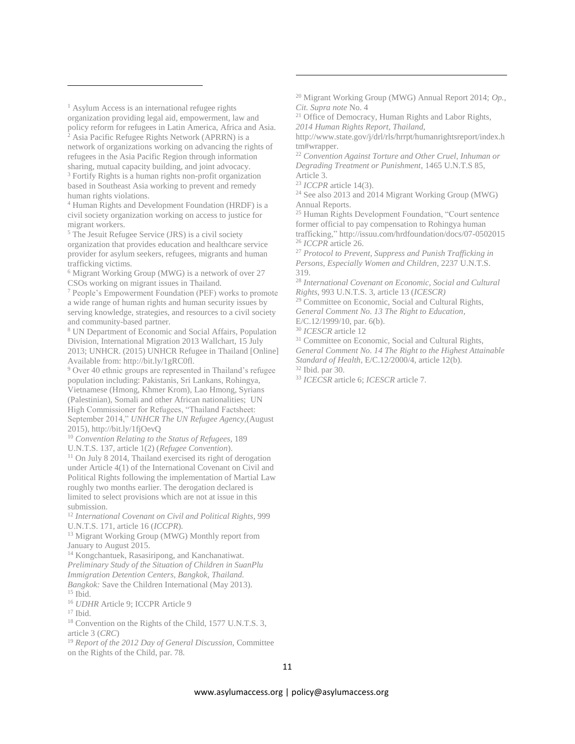[1] Asylum Access is an international refugee rights organization providing legal aid, empowerment, law and policy reform for refugees in Latin America, Africa and Asia.

[2] Asia Pacific Refugee Rights Network (APRRN) is a network of organizations working on advancing the rights of refugees in the Asia Pacific Region through information sharing, mutual capacity building, and joint advocacy.

[3] Fortify Rights is a human rights non-profit organization based in Southeast Asia working to prevent and remedy human rights violations.

[4] Human Rights and Development Foundation (HRDF) is a civil society organization working on access to justice for migrant workers.

[5] The Jesuit Refugee Service (JRS) is a civil society organization that provides education and healthcare service provider for asylum seekers, refugees, migrants and human trafficking victims.

[6] Migrant Working Group (MWG) is a network of over 27 CSOs working on migrant issues in Thailand.

[7] People's Empowerment Foundation (PEF) works to promote a wide range of human rights and human security issues by serving knowledge, strategies, and resources to a civil society and community-based partner.

[8] UN Department of Economic and Social Affairs, Population Division, International Migration 2013 Wallchart, 15 July 2013; UNHCR. (2015) UNHCR Refugee in Thailand [Online] Available from: http://bit.ly/1gRC0fl.

[9] Over 40 ethnic groups are represented in Thailand's refugee population including: Pakistanis, Sri Lankans, Rohingya, Vietnamese (Hmong, Khmer Krom), Lao Hmong, Syrians (Palestinian), Somali and other African nationalities; UN High Commissioner for Refugees, "Thailand Factsheet: September 2014," *UNHCR The UN Refugee Agency*,(August 2015), http://bit.ly/1fjOevQ

[10] *Convention Relating to the Status of Refugees*, 189 U.N.T.S. 137, article 1(2) (*Refugee Convention*).

[11] On July 8 2014, Thailand exercised its right of derogation under Article 4(1) of the International Covenant on Civil and Political Rights following the implementation of Martial Law roughly two months earlier. The derogation declared is limited to select provisions which are not at issue in this submission.

[12] *International Covenant on Civil and Political Rights*, 999 U.N.T.S. 171, article 16 (*ICCPR*).

[13] Migrant Working Group (MWG) Monthly report from January to August 2015.

[14] Kongchantuek, Rasasiripong, and Kanchanatiwat. *Preliminary Study of the Situation of Children in SuanPlu Immigration Detention Centers, Bangkok, Thailand. Bangkok:* Save the Children International (May 2013).

[15] Ibid.

[16] *UDHR* Article 9; ICCPR Article 9

[17] Ibid.

[18] Convention on the Rights of the Child, 1577 U.N.T.S. 3, article 3 (*CRC*)

[19] *Report of the 2012 Day of General Discussion,* Committee on the Rights of the Child, par. 78.

[20] Migrant Working Group (MWG) Annual Report 2014; *Op., Cit. Supra note* No. 4

[21] Office of Democracy, Human Rights and Labor Rights, *2014 Human Rights Report, Thailand*, http://www.state.gov/j/drl/rls/hrrpt/humanrightsreport/index.htm#wrapper.

[22] *Convention Against Torture and Other Cruel, Inhuman or Degrading Treatment or Punishment*, 1465 U.N.T.S 85, Article 3.

[23] *ICCPR* article 14(3).

[24] See also 2013 and 2014 Migrant Working Group (MWG) Annual Reports.

[25] Human Rights Development Foundation, "Court sentence former official to pay compensation to Rohingya human trafficking," http://issuu.com/hrdfoundation/docs/07-0502015

[26] *ICCPR* article 26.

[27] *Protocol to Prevent, Suppress and Punish Trafficking in Persons, Especially Women and Children*, 2237 U.N.T.S. 319.

[28] *International Covenant on Economic, Social and Cultural Rights*, 993 U.N.T.S. 3, article 13 (*ICESCR)*

[29] Committee on Economic, Social and Cultural Rights, *General Comment No. 13 The Right to Education*, E/C.12/1999/10, par. 6(b).

[30] *ICESCR* article 12

[31] Committee on Economic, Social and Cultural Rights, *General Comment No. 14 The Right to the Highest Attainable Standard of Health*, E/C.12/2000/4, article 12(b).

[32] Ibid. par 30.

[33] *ICECSR* article 6; *ICESCR* article 7.

www.asylumaccess.org | policy@asylumaccess.org